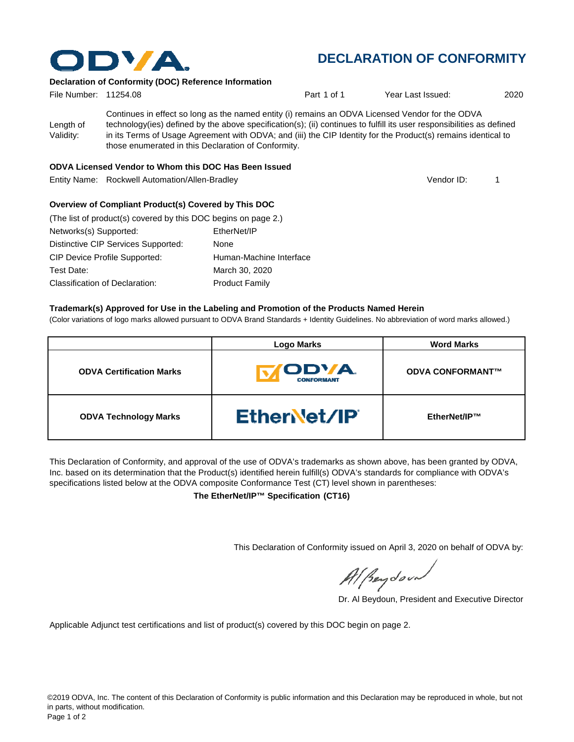# DECLARATION OF CONFORMITY

### Declaration of Conformity (DOC) Reference Information

File Number: 11254.08 | Part 1 of 1 | Year Last Issued: 2020

Length of Validity: Continues in effect so long as the named entity (i) remains an ODVA Licensed Vendor for the ODVA technology(ies) defined by the above specification(s); (ii) continues to fulfill its user responsibilities as defined in its Terms of Usage Agreement with ODVA; and (iii) the CIP Identity for the Product(s) remains identical to those enumerated in this Declaration of Conformity.

### ODVA Licensed Vendor to Whom this DOC Has Been Issued

Entity Name: Rockwell Automation/Allen-Bradley | Vendor ID: 1

### Overview of Compliant Product(s) Covered by This DOC

(The list of product(s) covered by this DOC begins on page 2.)

| | |
|---|---|
| Networks(s) Supported: | EtherNet/IP |
| Distinctive CIP Services Supported: | None |
| CIP Device Profile Supported: | Human-Machine Interface |
| Test Date: | March 30, 2020 |
| Classification of Declaration: | Product Family |

### Trademark(s) Approved for Use in the Labeling and Promotion of the Products Named Herein

(Color variations of logo marks allowed pursuant to ODVA Brand Standards + Identity Guidelines. No abbreviation of word marks allowed.)

| | Logo Marks | Word Marks |
|---|---|---|
| **ODVA Certification Marks** | ODVA CONFORMANT | **ODVA CONFORMANT™** |
| **ODVA Technology Marks** | EtherNet/IP | **EtherNet/IP™** |

This Declaration of Conformity, and approval of the use of ODVA's trademarks as shown above, has been granted by ODVA, Inc. based on its determination that the Product(s) identified herein fulfill(s) ODVA's standards for compliance with ODVA's specifications listed below at the ODVA composite Conformance Test (CT) level shown in parentheses:

**The EtherNet/IP™ Specification (CT16)**

This Declaration of Conformity issued on April 3, 2020 on behalf of ODVA by:

Dr. Al Beydoun, President and Executive Director

Applicable Adjunct test certifications and list of product(s) covered by this DOC begin on page 2.

©2019 ODVA, Inc. The content of this Declaration of Conformity is public information and this Declaration may be reproduced in whole, but not in parts, without modification.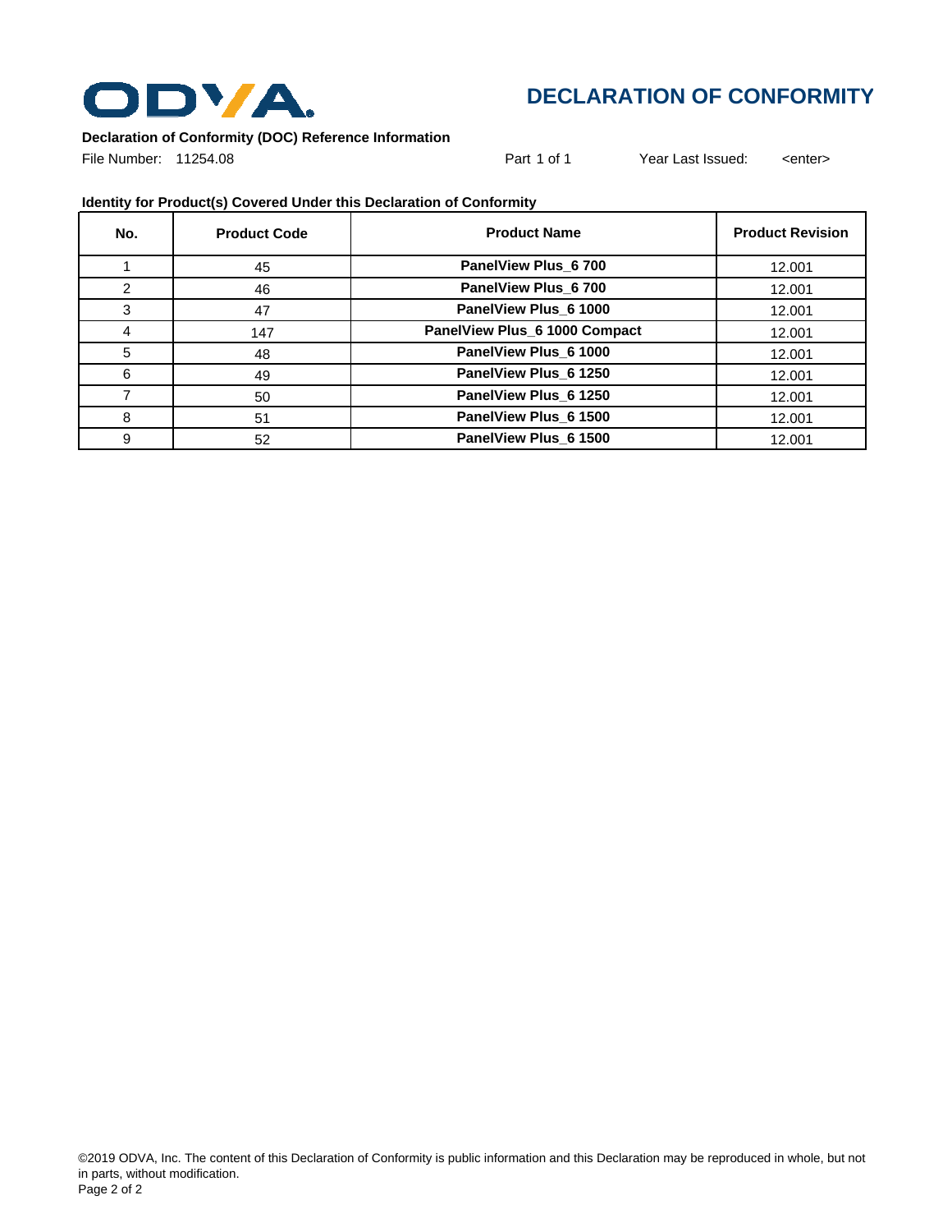# DECLARATION OF CONFORMITY

**Declaration of Conformity (DOC) Reference Information**

File Number: 11254.08 Part 1 of 1 Year Last Issued: <enter>

**Identity for Product(s) Covered Under this Declaration of Conformity**

| No. | Product Code | Product Name | Product Revision |
|---|---|---|---|
| 1 | 45 | **PanelView Plus_6 700** | 12.001 |
| 2 | 46 | **PanelView Plus_6 700** | 12.001 |
| 3 | 47 | **PanelView Plus_6 1000** | 12.001 |
| 4 | 147 | **PanelView Plus_6 1000 Compact** | 12.001 |
| 5 | 48 | **PanelView Plus_6 1000** | 12.001 |
| 6 | 49 | **PanelView Plus_6 1250** | 12.001 |
| 7 | 50 | **PanelView Plus_6 1250** | 12.001 |
| 8 | 51 | **PanelView Plus_6 1500** | 12.001 |
| 9 | 52 | **PanelView Plus_6 1500** | 12.001 |

©2019 ODVA, Inc. The content of this Declaration of Conformity is public information and this Declaration may be reproduced in whole, but not in parts, without modification.